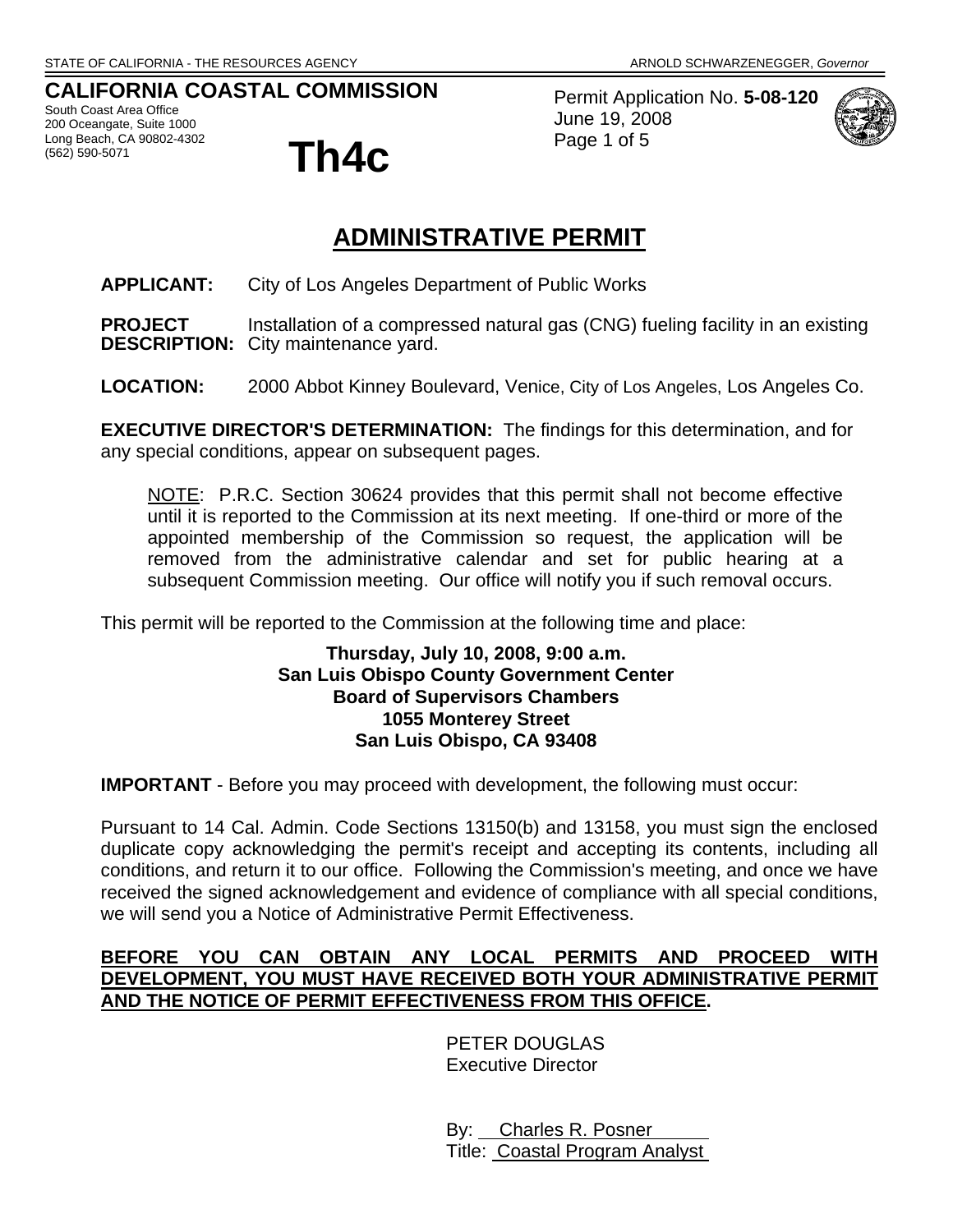STATE OF CALIFORNIA - THE RESOURCES AGENCY ARNOLD SCHWARZENEGGER, *Governor*

**CALIFORNIA COASTAL COMMISSION**
South Coast Area Office
200 Oceangate, Suite 1000
Long Beach, CA 90802-4302
(562) 590-5071

# Th4c

Permit Application No. **5-08-120**
June 19, 2008

# ADMINISTRATIVE PERMIT

**APPLICANT:** City of Los Angeles Department of Public Works

**PROJECT DESCRIPTION:** Installation of a compressed natural gas (CNG) fueling facility in an existing City maintenance yard.

**LOCATION:** 2000 Abbot Kinney Boulevard, Venice, City of Los Angeles, Los Angeles Co.

**EXECUTIVE DIRECTOR'S DETERMINATION:** The findings for this determination, and for any special conditions, appear on subsequent pages.

> NOTE: P.R.C. Section 30624 provides that this permit shall not become effective until it is reported to the Commission at its next meeting. If one-third or more of the appointed membership of the Commission so request, the application will be removed from the administrative calendar and set for public hearing at a subsequent Commission meeting. Our office will notify you if such removal occurs.

This permit will be reported to the Commission at the following time and place:

**Thursday, July 10, 2008, 9:00 a.m.**
**San Luis Obispo County Government Center**
**Board of Supervisors Chambers**
**1055 Monterey Street**
**San Luis Obispo, CA 93408**

**IMPORTANT** - Before you may proceed with development, the following must occur:

Pursuant to 14 Cal. Admin. Code Sections 13150(b) and 13158, you must sign the enclosed duplicate copy acknowledging the permit's receipt and accepting its contents, including all conditions, and return it to our office. Following the Commission's meeting, and once we have received the signed acknowledgement and evidence of compliance with all special conditions, we will send you a Notice of Administrative Permit Effectiveness.

**BEFORE YOU CAN OBTAIN ANY LOCAL PERMITS AND PROCEED WITH DEVELOPMENT, YOU MUST HAVE RECEIVED BOTH YOUR ADMINISTRATIVE PERMIT AND THE NOTICE OF PERMIT EFFECTIVENESS FROM THIS OFFICE.**

PETER DOUGLAS
Executive Director

By: Charles R. Posner
Title: Coastal Program Analyst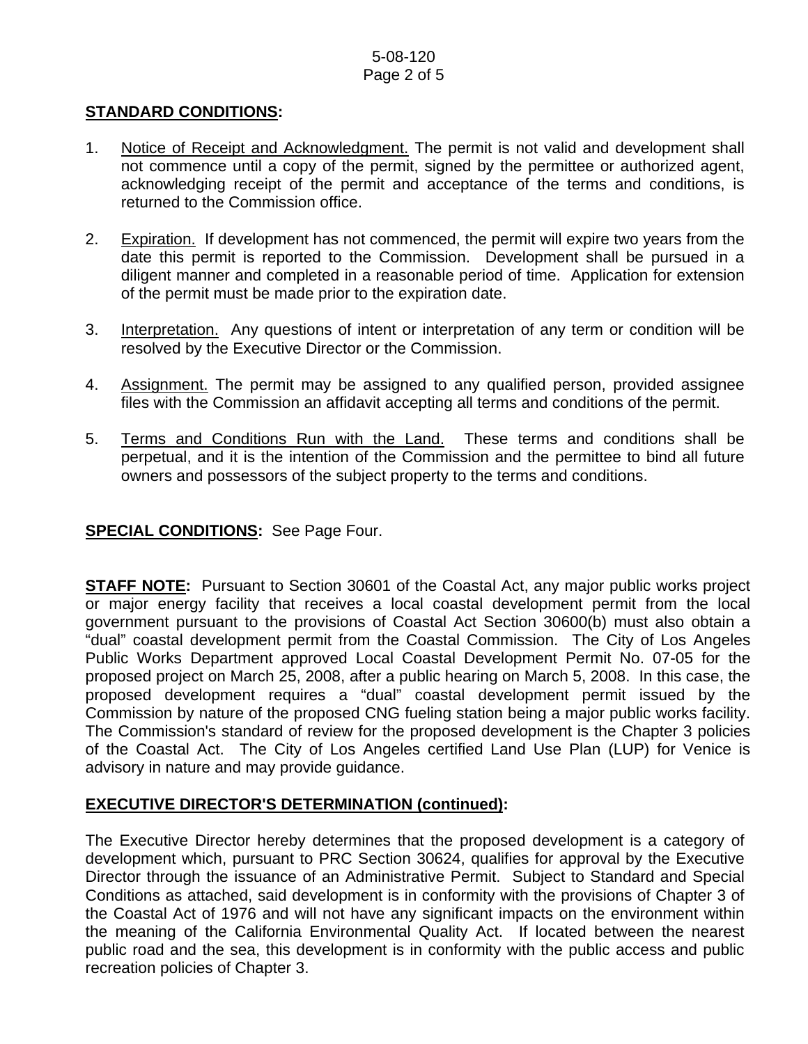**STANDARD CONDITIONS:**

1. Notice of Receipt and Acknowledgment. The permit is not valid and development shall not commence until a copy of the permit, signed by the permittee or authorized agent, acknowledging receipt of the permit and acceptance of the terms and conditions, is returned to the Commission office.

2. Expiration. If development has not commenced, the permit will expire two years from the date this permit is reported to the Commission. Development shall be pursued in a diligent manner and completed in a reasonable period of time. Application for extension of the permit must be made prior to the expiration date.

3. Interpretation. Any questions of intent or interpretation of any term or condition will be resolved by the Executive Director or the Commission.

4. Assignment. The permit may be assigned to any qualified person, provided assignee files with the Commission an affidavit accepting all terms and conditions of the permit.

5. Terms and Conditions Run with the Land. These terms and conditions shall be perpetual, and it is the intention of the Commission and the permittee to bind all future owners and possessors of the subject property to the terms and conditions.

**SPECIAL CONDITIONS:** See Page Four.

**STAFF NOTE:** Pursuant to Section 30601 of the Coastal Act, any major public works project or major energy facility that receives a local coastal development permit from the local government pursuant to the provisions of Coastal Act Section 30600(b) must also obtain a "dual" coastal development permit from the Coastal Commission. The City of Los Angeles Public Works Department approved Local Coastal Development Permit No. 07-05 for the proposed project on March 25, 2008, after a public hearing on March 5, 2008. In this case, the proposed development requires a "dual" coastal development permit issued by the Commission by nature of the proposed CNG fueling station being a major public works facility. The Commission's standard of review for the proposed development is the Chapter 3 policies of the Coastal Act. The City of Los Angeles certified Land Use Plan (LUP) for Venice is advisory in nature and may provide guidance.

**EXECUTIVE DIRECTOR'S DETERMINATION (continued):**

The Executive Director hereby determines that the proposed development is a category of development which, pursuant to PRC Section 30624, qualifies for approval by the Executive Director through the issuance of an Administrative Permit. Subject to Standard and Special Conditions as attached, said development is in conformity with the provisions of Chapter 3 of the Coastal Act of 1976 and will not have any significant impacts on the environment within the meaning of the California Environmental Quality Act. If located between the nearest public road and the sea, this development is in conformity with the public access and public recreation policies of Chapter 3.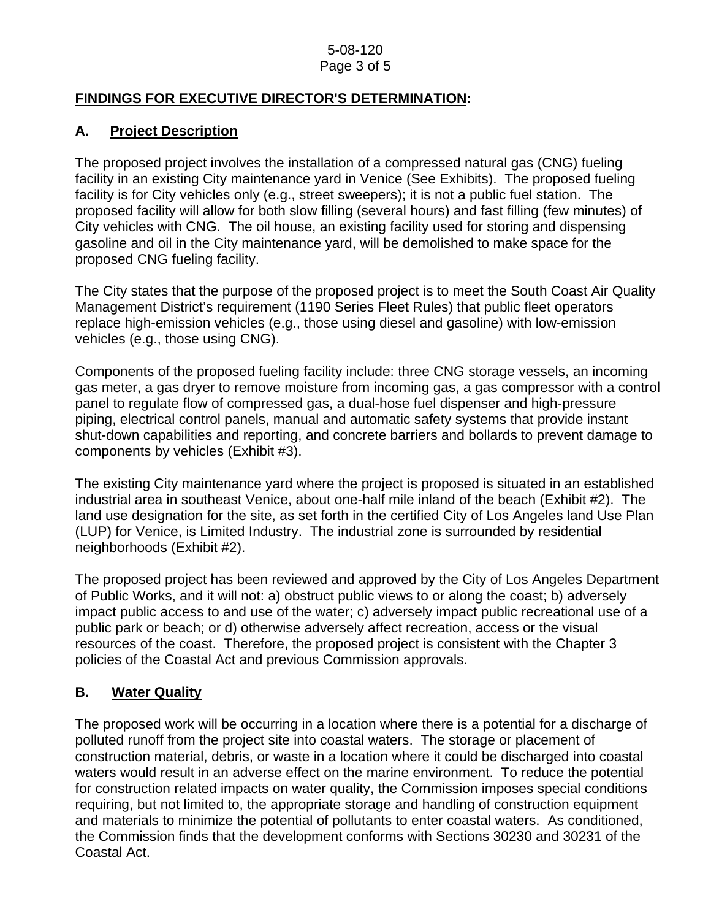## **FINDINGS FOR EXECUTIVE DIRECTOR'S DETERMINATION:**

### **A. Project Description**

The proposed project involves the installation of a compressed natural gas (CNG) fueling facility in an existing City maintenance yard in Venice (See Exhibits). The proposed fueling facility is for City vehicles only (e.g., street sweepers); it is not a public fuel station. The proposed facility will allow for both slow filling (several hours) and fast filling (few minutes) of City vehicles with CNG. The oil house, an existing facility used for storing and dispensing gasoline and oil in the City maintenance yard, will be demolished to make space for the proposed CNG fueling facility.

The City states that the purpose of the proposed project is to meet the South Coast Air Quality Management District's requirement (1190 Series Fleet Rules) that public fleet operators replace high-emission vehicles (e.g., those using diesel and gasoline) with low-emission vehicles (e.g., those using CNG).

Components of the proposed fueling facility include: three CNG storage vessels, an incoming gas meter, a gas dryer to remove moisture from incoming gas, a gas compressor with a control panel to regulate flow of compressed gas, a dual-hose fuel dispenser and high-pressure piping, electrical control panels, manual and automatic safety systems that provide instant shut-down capabilities and reporting, and concrete barriers and bollards to prevent damage to components by vehicles (Exhibit #3).

The existing City maintenance yard where the project is proposed is situated in an established industrial area in southeast Venice, about one-half mile inland of the beach (Exhibit #2). The land use designation for the site, as set forth in the certified City of Los Angeles land Use Plan (LUP) for Venice, is Limited Industry. The industrial zone is surrounded by residential neighborhoods (Exhibit #2).

The proposed project has been reviewed and approved by the City of Los Angeles Department of Public Works, and it will not: a) obstruct public views to or along the coast; b) adversely impact public access to and use of the water; c) adversely impact public recreational use of a public park or beach; or d) otherwise adversely affect recreation, access or the visual resources of the coast. Therefore, the proposed project is consistent with the Chapter 3 policies of the Coastal Act and previous Commission approvals.

### **B. Water Quality**

The proposed work will be occurring in a location where there is a potential for a discharge of polluted runoff from the project site into coastal waters. The storage or placement of construction material, debris, or waste in a location where it could be discharged into coastal waters would result in an adverse effect on the marine environment. To reduce the potential for construction related impacts on water quality, the Commission imposes special conditions requiring, but not limited to, the appropriate storage and handling of construction equipment and materials to minimize the potential of pollutants to enter coastal waters. As conditioned, the Commission finds that the development conforms with Sections 30230 and 30231 of the Coastal Act.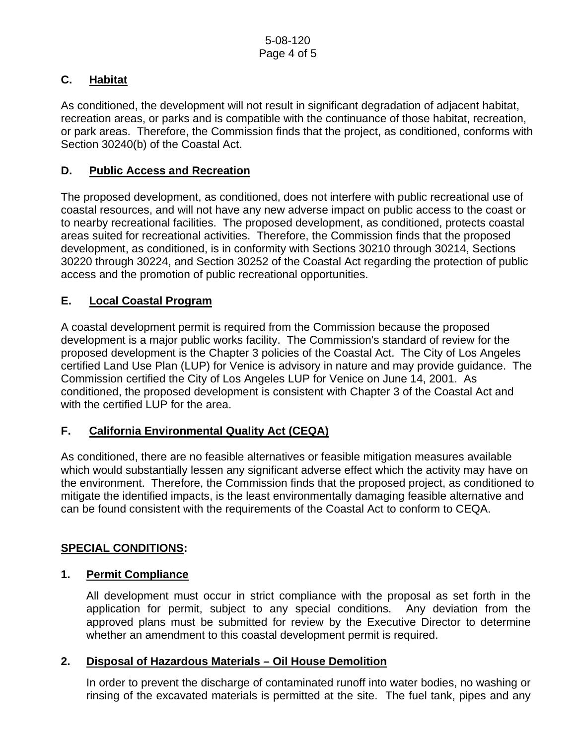### C. <u>Habitat</u>

As conditioned, the development will not result in significant degradation of adjacent habitat, recreation areas, or parks and is compatible with the continuance of those habitat, recreation, or park areas. Therefore, the Commission finds that the project, as conditioned, conforms with Section 30240(b) of the Coastal Act.

### D. <u>Public Access and Recreation</u>

The proposed development, as conditioned, does not interfere with public recreational use of coastal resources, and will not have any new adverse impact on public access to the coast or to nearby recreational facilities. The proposed development, as conditioned, protects coastal areas suited for recreational activities. Therefore, the Commission finds that the proposed development, as conditioned, is in conformity with Sections 30210 through 30214, Sections 30220 through 30224, and Section 30252 of the Coastal Act regarding the protection of public access and the promotion of public recreational opportunities.

### E. <u>Local Coastal Program</u>

A coastal development permit is required from the Commission because the proposed development is a major public works facility. The Commission's standard of review for the proposed development is the Chapter 3 policies of the Coastal Act. The City of Los Angeles certified Land Use Plan (LUP) for Venice is advisory in nature and may provide guidance. The Commission certified the City of Los Angeles LUP for Venice on June 14, 2001. As conditioned, the proposed development is consistent with Chapter 3 of the Coastal Act and with the certified LUP for the area.

### F. <u>California Environmental Quality Act (CEQA)</u>

As conditioned, there are no feasible alternatives or feasible mitigation measures available which would substantially lessen any significant adverse effect which the activity may have on the environment. Therefore, the Commission finds that the proposed project, as conditioned to mitigate the identified impacts, is the least environmentally damaging feasible alternative and can be found consistent with the requirements of the Coastal Act to conform to CEQA.

## <u>SPECIAL CONDITIONS</u>:

### 1. <u>Permit Compliance</u>

All development must occur in strict compliance with the proposal as set forth in the application for permit, subject to any special conditions. Any deviation from the approved plans must be submitted for review by the Executive Director to determine whether an amendment to this coastal development permit is required.

### 2. <u>Disposal of Hazardous Materials – Oil House Demolition</u>

In order to prevent the discharge of contaminated runoff into water bodies, no washing or rinsing of the excavated materials is permitted at the site. The fuel tank, pipes and any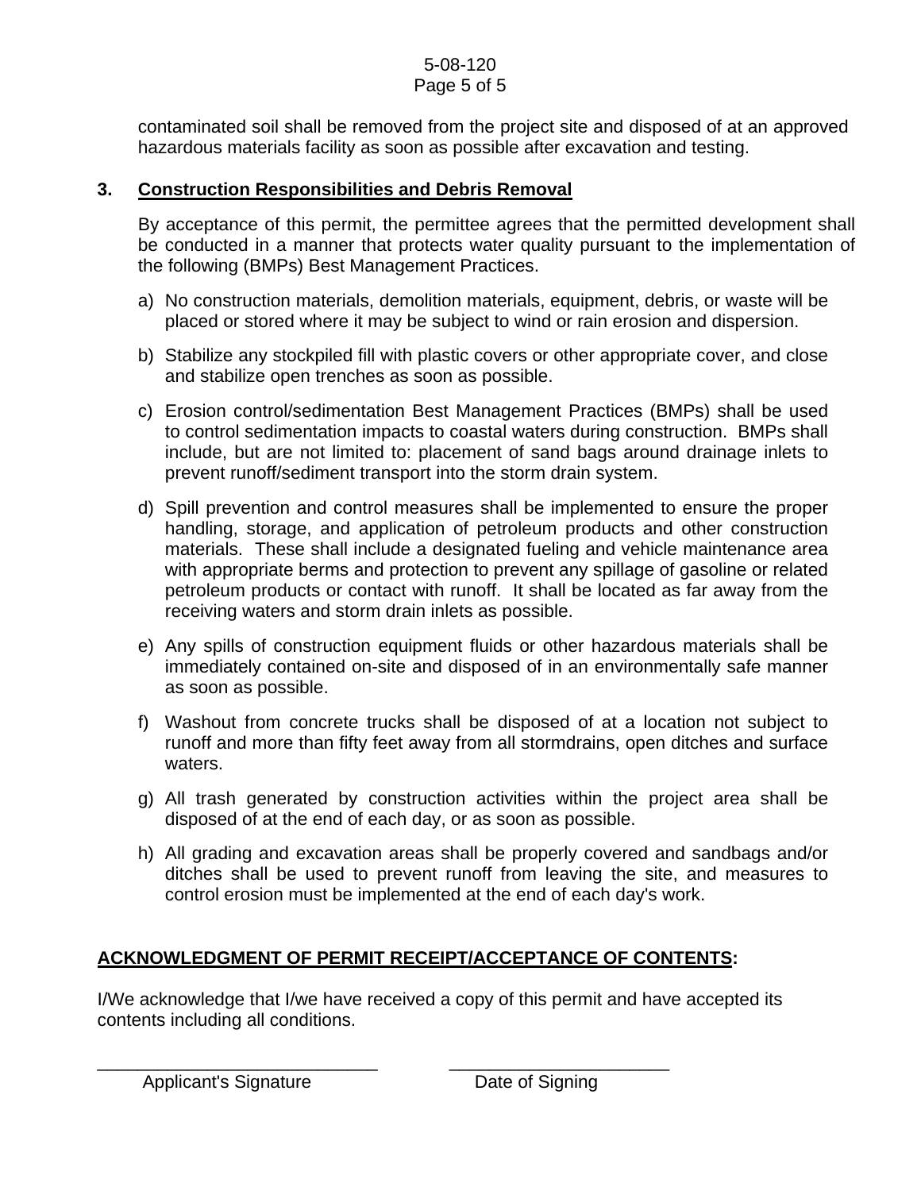contaminated soil shall be removed from the project site and disposed of at an approved hazardous materials facility as soon as possible after excavation and testing.

**3. Construction Responsibilities and Debris Removal**

By acceptance of this permit, the permittee agrees that the permitted development shall be conducted in a manner that protects water quality pursuant to the implementation of the following (BMPs) Best Management Practices.

a) No construction materials, demolition materials, equipment, debris, or waste will be placed or stored where it may be subject to wind or rain erosion and dispersion.

b) Stabilize any stockpiled fill with plastic covers or other appropriate cover, and close and stabilize open trenches as soon as possible.

c) Erosion control/sedimentation Best Management Practices (BMPs) shall be used to control sedimentation impacts to coastal waters during construction. BMPs shall include, but are not limited to: placement of sand bags around drainage inlets to prevent runoff/sediment transport into the storm drain system.

d) Spill prevention and control measures shall be implemented to ensure the proper handling, storage, and application of petroleum products and other construction materials. These shall include a designated fueling and vehicle maintenance area with appropriate berms and protection to prevent any spillage of gasoline or related petroleum products or contact with runoff. It shall be located as far away from the receiving waters and storm drain inlets as possible.

e) Any spills of construction equipment fluids or other hazardous materials shall be immediately contained on-site and disposed of in an environmentally safe manner as soon as possible.

f) Washout from concrete trucks shall be disposed of at a location not subject to runoff and more than fifty feet away from all stormdrains, open ditches and surface waters.

g) All trash generated by construction activities within the project area shall be disposed of at the end of each day, or as soon as possible.

h) All grading and excavation areas shall be properly covered and sandbags and/or ditches shall be used to prevent runoff from leaving the site, and measures to control erosion must be implemented at the end of each day's work.

**ACKNOWLEDGMENT OF PERMIT RECEIPT/ACCEPTANCE OF CONTENTS:**

I/We acknowledge that I/we have received a copy of this permit and have accepted its contents including all conditions.

\_\_\_\_\_\_\_\_\_\_\_\_\_\_\_\_\_\_\_\_\_\_\_\_\_\_\_\_\_\_ Applicant's Signature

\_\_\_\_\_\_\_\_\_\_\_\_\_\_\_\_\_\_\_\_\_\_\_\_ Date of Signing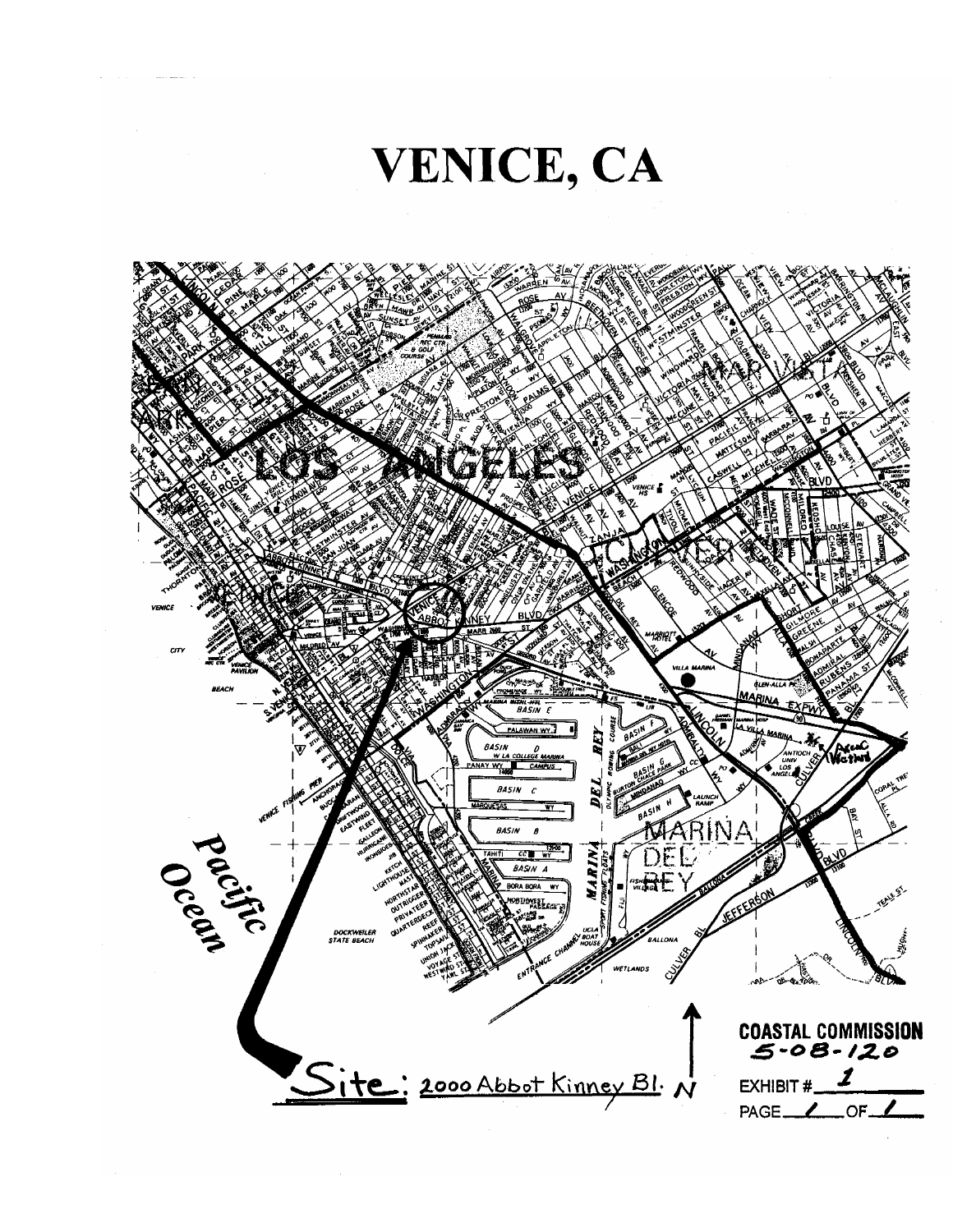# VENICE, CA

Site: 2000 Abbot Kinney Bl.

N

COASTAL COMMISSION
5-08-120

EXHIBIT # 1

PAGE 1 OF 1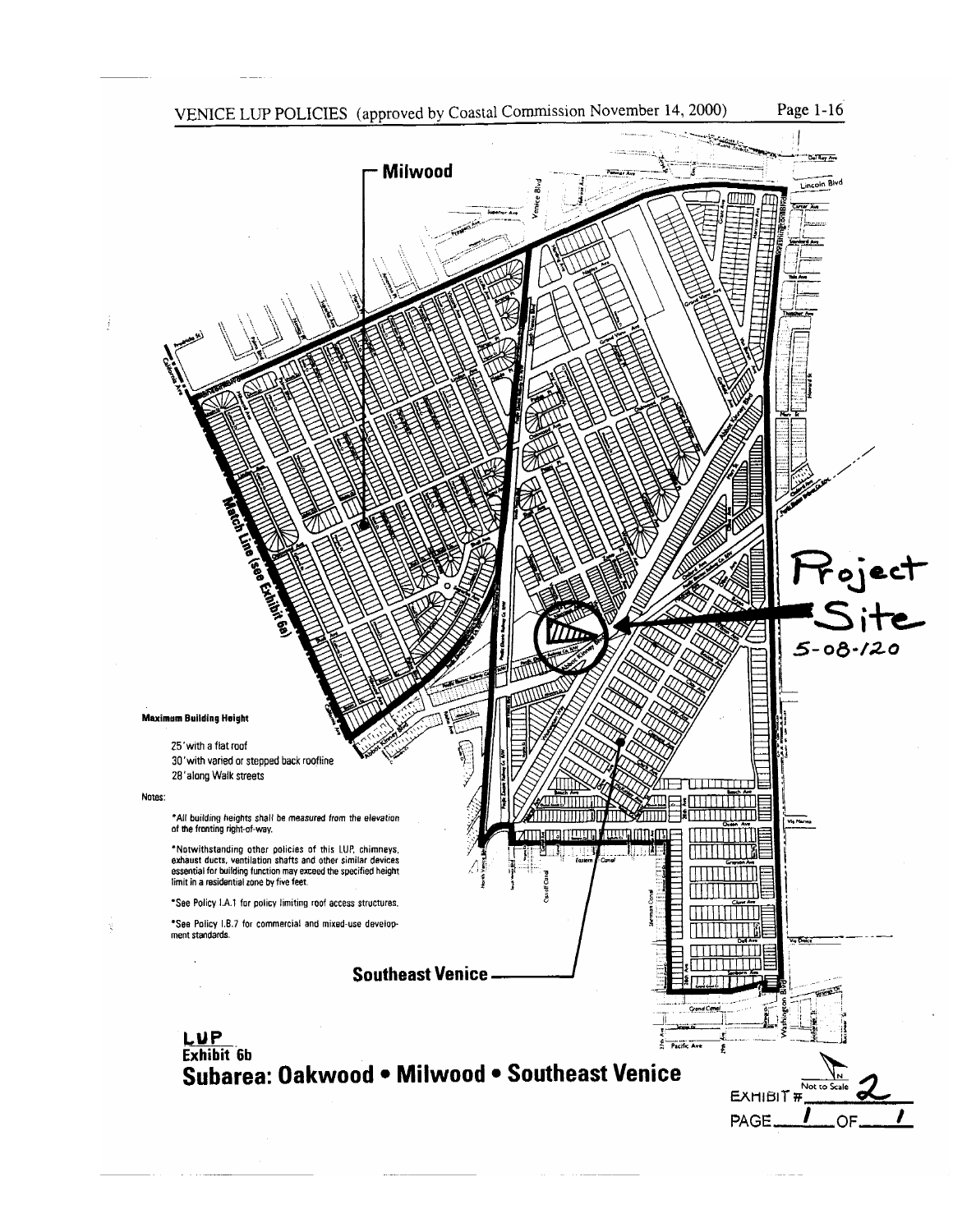VENICE LUP POLICIES (approved by Coastal Commission November 14, 2000)

Milwood

Project Site
5-08-120

**Maximum Building Height**

25' with a flat roof
30' with varied or stepped back roofline
28' along Walk streets

Notes:

*All building heights shall be measured from the elevation of the fronting right-of-way.

*Notwithstanding other policies of this LUP, chimneys, exhaust ducts, ventilation shafts and other similar devices essential for building function may exceed the specified height limit in a residential zone by five feet.

*See Policy I.A.1 for policy limiting roof access structures.

*See Policy I.B.7 for commercial and mixed-use development standards.

Southeast Venice

Match Line (see Exhibit 6a)

**LUP**
**Exhibit 6b**
## Subarea: Oakwood • Milwood • Southeast Venice

Not to Scale

EXHIBIT # 2
PAGE 1 OF 1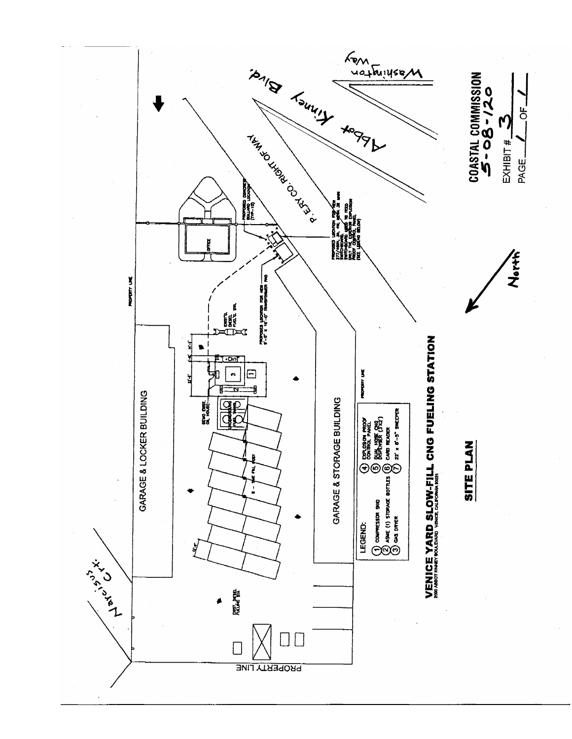COASTAL COMMISSION
5-08-120
EXHIBIT # 3
PAGE 1 OF 1

Washington Way

Abbot Kinney Blvd.

P.E.RY CO. RIGHT OF WAY

PROPOSED CONCRETE BOLLARD LOCATION (TYP-10)

OFFICE

PROPOSED LOCATION FOR NEW 277/480V, 3Ø, 4W, 400A, 3R MAIN SWITCHBOARD. MAIN SWITCHBOARD USED TO FEED ONLY THE OUTDOOR EXPLOSION PROOF CONTROL PANEL (SEE LEGEND BELOW)

PROPOSED LOCATION FOR NEW 9'-0" X 10'-0" TRANSFORMER PAD

PROPERTY LINE

EXIST'G DIESEL FUEL'G STA.

North

GARAGE & LOCKER BUILDING

DEMO EXIST. OIL HOUSE

UNDERGROUND FUEL TANKS

8 - TIME FILL POST

GARAGE & STORAGE BUILDING

PROPERTY LINE

LEGEND:

① COMPRESSOR SKID
② ASME (1) STORAGE BOTTLES
③ GAS DRYER
④ EXPLOSION PROOF CONTROL PANEL
⑤ DUAL HOSE CNG DISPENSER (3'X2')
⑥ CARD READER
⑦ 22' x 6'-5" SWEEPER

Narcissus Crt.

EXIST. DIESEL FUELING STA.

PROPERTY LINE

# VENICE YARD SLOW-FILL CNG FUELING STATION

2000 ABBOT KINNEY BOULEVARD VENICE, CALIFORNIA 90291

## SITE PLAN